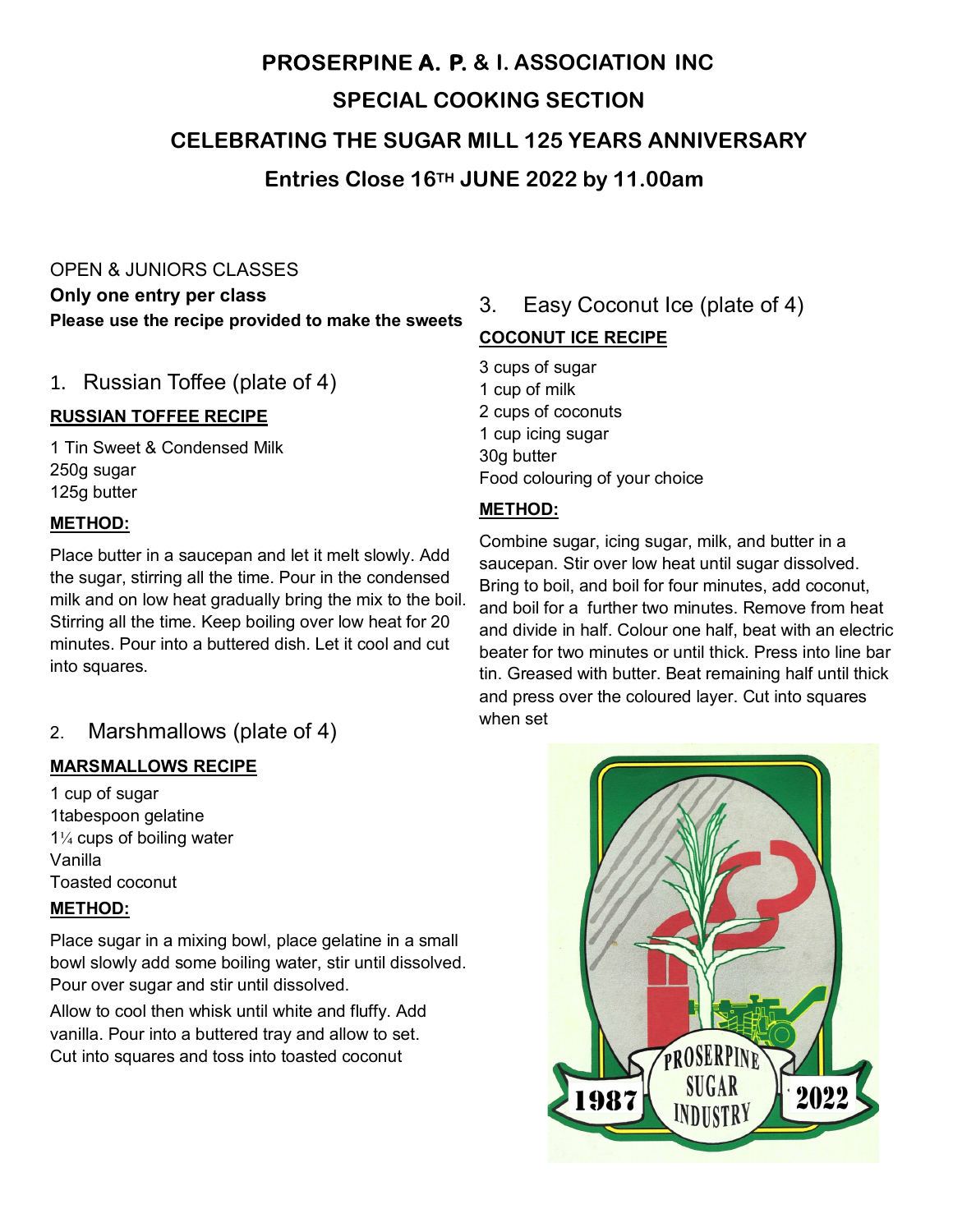# PROSERPINE A. P. & I. ASSOCIATION INC

## SPECIAL COOKING SECTION

## CELEBRATING THE SUGAR MILL 125 YEARS ANNIVERSARY

## Entries Close 16TH JUNE 2022 by 11.00am

OPEN & JUNIORS CLASSES

**Only one entry per class**

**Please use the recipe provided to make the sweets**

### 1. Russian Toffee (plate of 4)

**RUSSIAN TOFFEE RECIPE**

1 Tin Sweet & Condensed Milk
250g sugar
125g butter

**METHOD:**

Place butter in a saucepan and let it melt slowly. Add the sugar, stirring all the time. Pour in the condensed milk and on low heat gradually bring the mix to the boil. Stirring all the time. Keep boiling over low heat for 20 minutes. Pour into a buttered dish. Let it cool and cut into squares.

### 2. Marshmallows (plate of 4)

**MARSMALLOWS RECIPE**

1 cup of sugar
1tabespoon gelatine
1¼ cups of boiling water
Vanilla
Toasted coconut

**METHOD:**

Place sugar in a mixing bowl, place gelatine in a small bowl slowly add some boiling water, stir until dissolved. Pour over sugar and stir until dissolved.

Allow to cool then whisk until white and fluffy. Add vanilla. Pour into a buttered tray and allow to set. Cut into squares and toss into toasted coconut

### 3. Easy Coconut Ice (plate of 4)

**COCONUT ICE RECIPE**

3 cups of sugar
1 cup of milk
2 cups of coconuts
1 cup icing sugar
30g butter
Food colouring of your choice

**METHOD:**

Combine sugar, icing sugar, milk, and butter in a saucepan. Stir over low heat until sugar dissolved. Bring to boil, and boil for four minutes, add coconut, and boil for a further two minutes. Remove from heat and divide in half. Colour one half, beat with an electric beater for two minutes or until thick. Press into line bar tin. Greased with butter. Beat remaining half until thick and press over the coloured layer. Cut into squares when set

PROSERPINE SUGAR INDUSTRY 1987 2022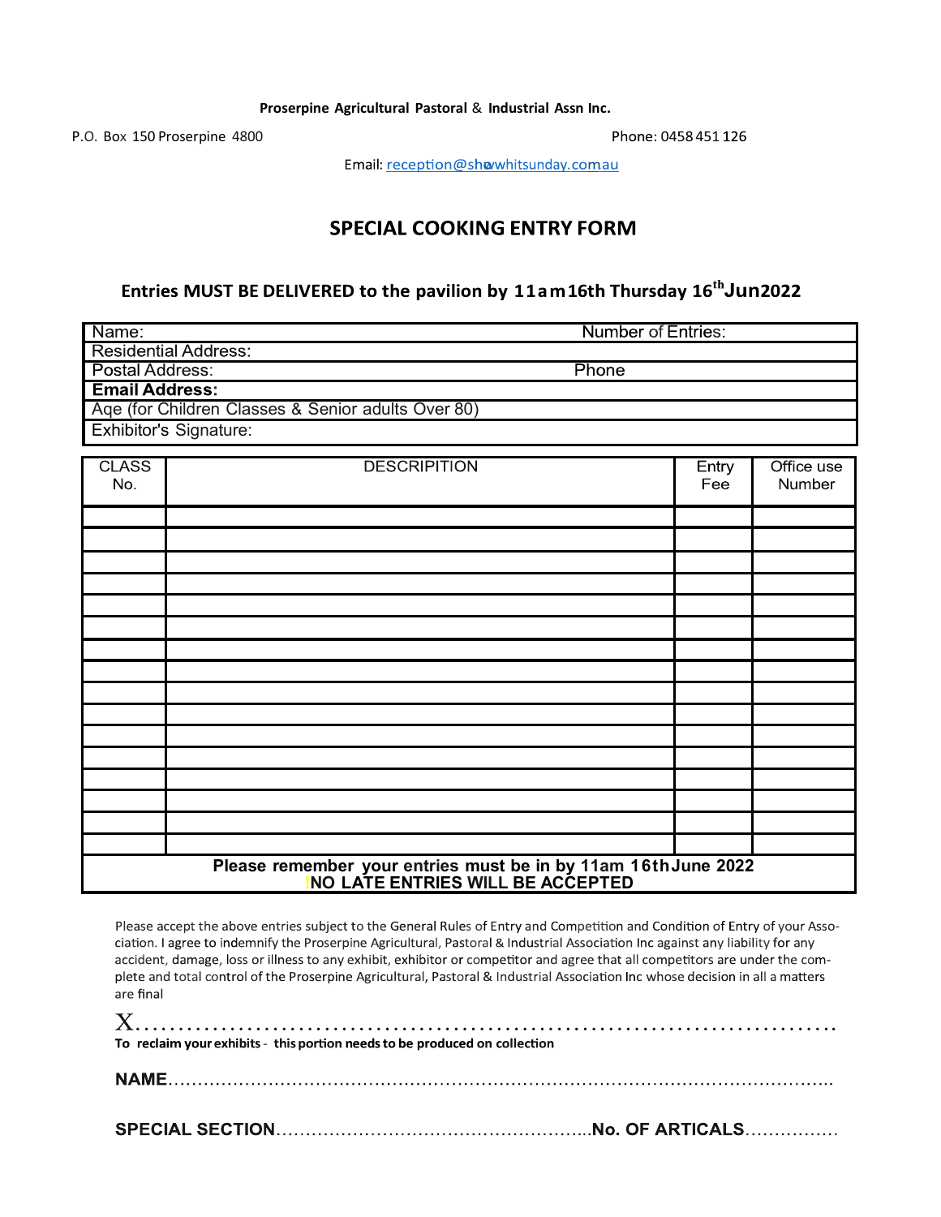**Proserpine Agricultural Pastoral & Industrial Assn Inc.**

P.O. Box 150 Proserpine 4800

Phone: 0458 451 126

Email: reception@showwhitsunday.com.au

# SPECIAL COOKING ENTRY FORM

## Entries MUST BE DELIVERED to the pavilion by 11am 16th Thursday 16th Jun 2022

| | |
|---|---|
| Name: | Number of Entries: |
| Residential Address: | |
| Postal Address: | Phone |
| **Email Address:** | |
| Age (for Children Classes & Senior adults Over 80) | |
| Exhibitor's Signature: | |

| CLASS No. | DESCRIPITION | Entry Fee | Office use Number |
|---|---|---|---|
| | | | |
| | | | |
| | | | |
| | | | |
| | | | |
| | | | |
| | | | |
| | | | |
| | | | |
| | | | |
| | | | |
| | | | |
| | | | |
| | | | |
| | | | |
| | | | |

**Please remember your entries must be in by 11am 16th June 2022**
**NO LATE ENTRIES WILL BE ACCEPTED**

Please accept the above entries subject to the General Rules of Entry and Competition and Condition of Entry of your Association. I agree to indemnify the Proserpine Agricultural, Pastoral & Industrial Association Inc against any liability for any accident, damage, loss or illness to any exhibit, exhibitor or competitor and agree that all competitors are under the complete and total control of the Proserpine Agricultural, Pastoral & Industrial Association Inc whose decision in all a matters are final

X.................................................................................

**To reclaim your exhibits - this portion needs to be produced on collection**

**NAME**.................................................................................................

**SPECIAL SECTION**.....................................................**No. OF ARTICALS**................